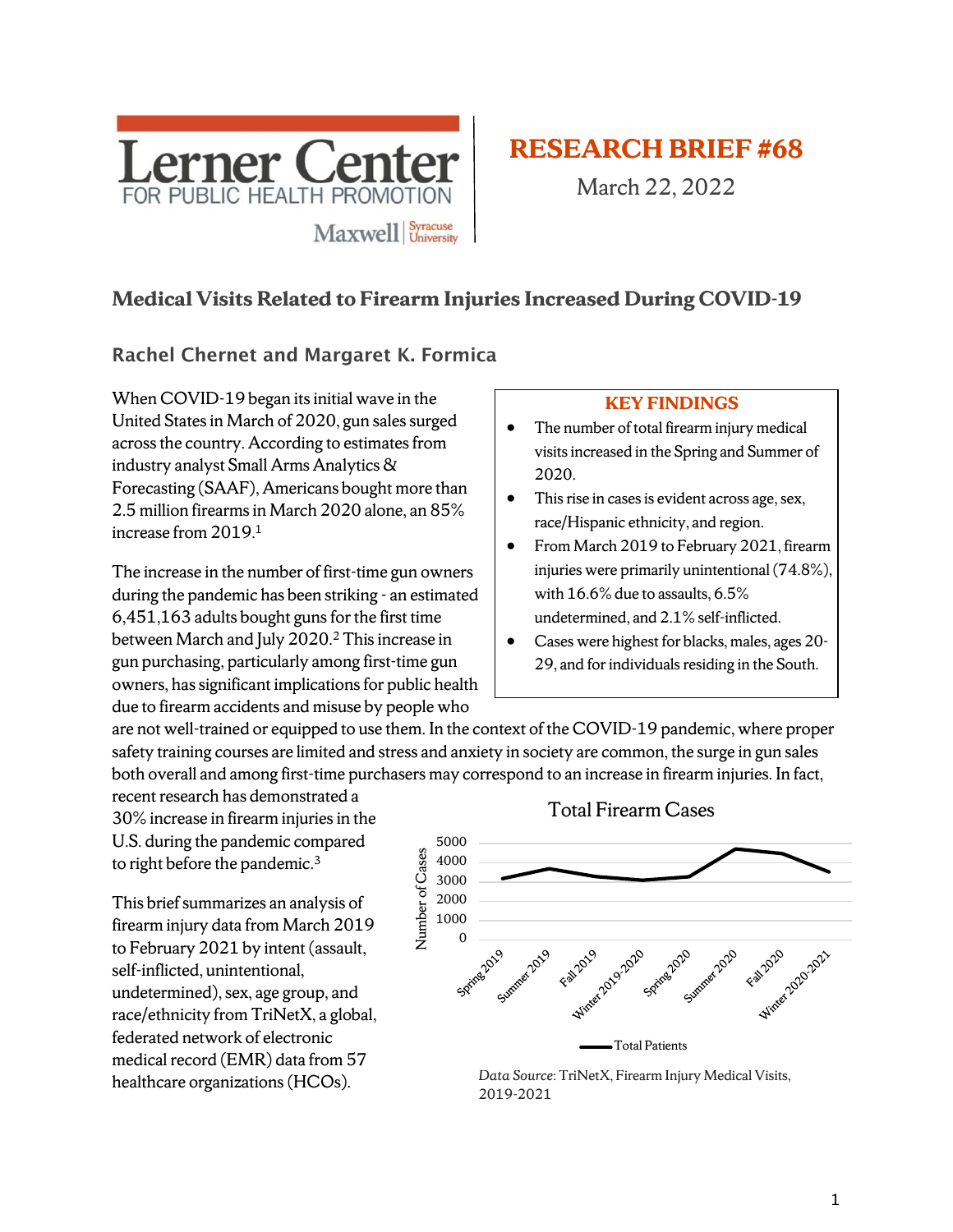Lerner Center FOR PUBLIC HEALTH PROMOTION

Maxwell | Syracuse University

# RESEARCH BRIEF #68

March 22, 2022

## Medical Visits Related to Firearm Injuries Increased During COVID-19

### Rachel Chernet and Margaret K. Formica

**KEY FINDINGS**

- The number of total firearm injury medical visits increased in the Spring and Summer of 2020.
- This rise in cases is evident across age, sex, race/Hispanic ethnicity, and region.
- From March 2019 to February 2021, firearm injuries were primarily unintentional (74.8%), with 16.6% due to assaults, 6.5% undetermined, and 2.1% self-inflicted.
- Cases were highest for blacks, males, ages 20-29, and for individuals residing in the South.

When COVID-19 began its initial wave in the United States in March of 2020, gun sales surged across the country. According to estimates from industry analyst Small Arms Analytics & Forecasting (SAAF), Americans bought more than 2.5 million firearms in March 2020 alone, an 85% increase from 2019.[1]

The increase in the number of first-time gun owners during the pandemic has been striking - an estimated 6,451,163 adults bought guns for the first time between March and July 2020.[2] This increase in gun purchasing, particularly among first-time gun owners, has significant implications for public health due to firearm accidents and misuse by people who are not well-trained or equipped to use them. In the context of the COVID-19 pandemic, where proper safety training courses are limited and stress and anxiety in society are common, the surge in gun sales both overall and among first-time purchasers may correspond to an increase in firearm injuries. In fact, recent research has demonstrated a 30% increase in firearm injuries in the U.S. during the pandemic compared to right before the pandemic.[3]

This brief summarizes an analysis of firearm injury data from March 2019 to February 2021 by intent (assault, self-inflicted, unintentional, undetermined), sex, age group, and race/ethnicity from TriNetX, a global, federated network of electronic medical record (EMR) data from 57 healthcare organizations (HCOs).

**Total Firearm Cases**

*Data Source*: TriNetX, Firearm Injury Medical Visits, 2019-2021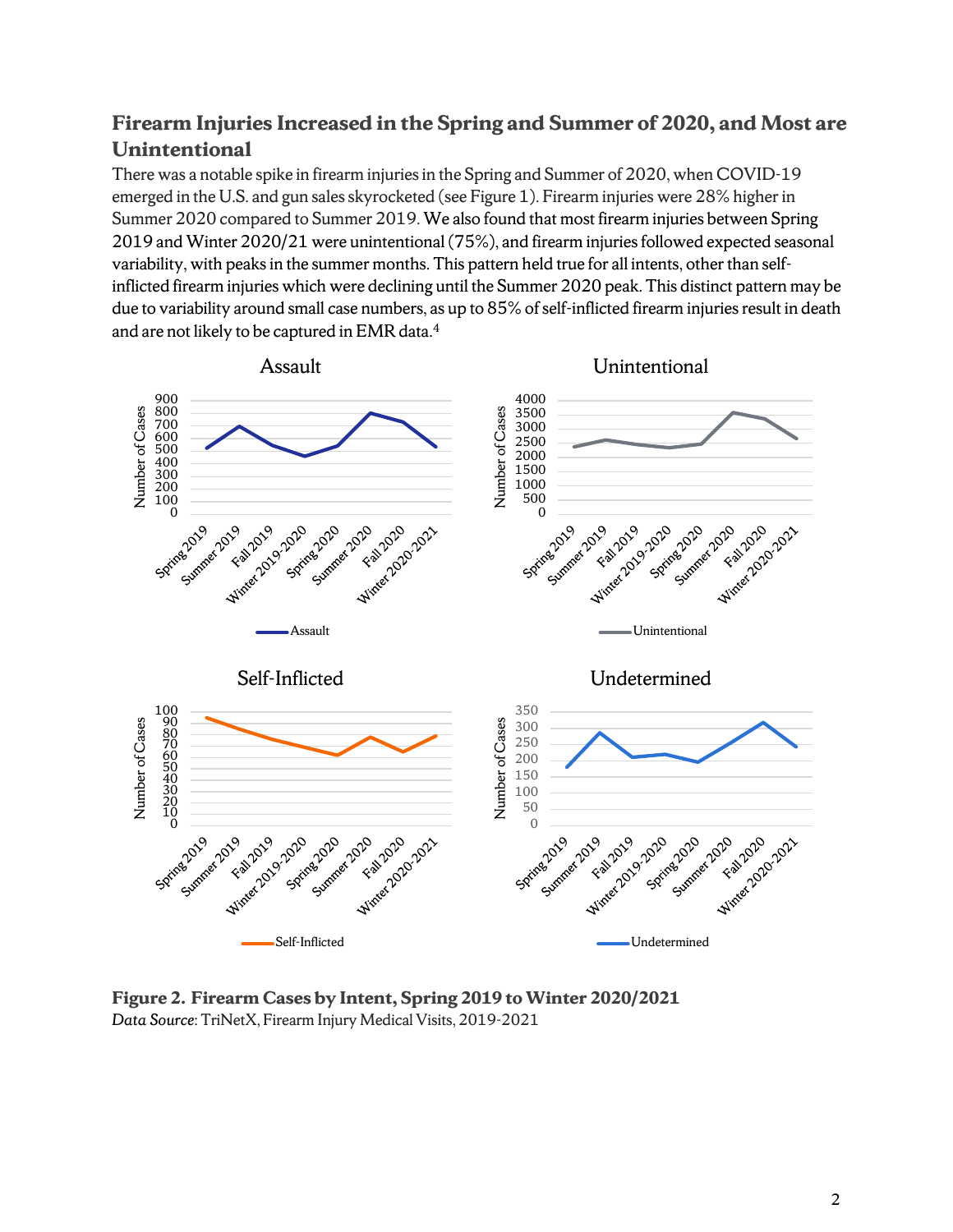## Firearm Injuries Increased in the Spring and Summer of 2020, and Most are Unintentional

There was a notable spike in firearm injuries in the Spring and Summer of 2020, when COVID-19 emerged in the U.S. and gun sales skyrocketed (see Figure 1). Firearm injuries were 28% higher in Summer 2020 compared to Summer 2019. We also found that most firearm injuries between Spring 2019 and Winter 2020/21 were unintentional (75%), and firearm injuries followed expected seasonal variability, with peaks in the summer months. This pattern held true for all intents, other than self-inflicted firearm injuries which were declining until the Summer 2020 peak. This distinct pattern may be due to variability around small case numbers, as up to 85% of self-inflicted firearm injuries result in death and are not likely to be captured in EMR data.[4]

**Figure 2. Firearm Cases by Intent, Spring 2019 to Winter 2020/2021**

*Data Source*: TriNetX, Firearm Injury Medical Visits, 2019-2021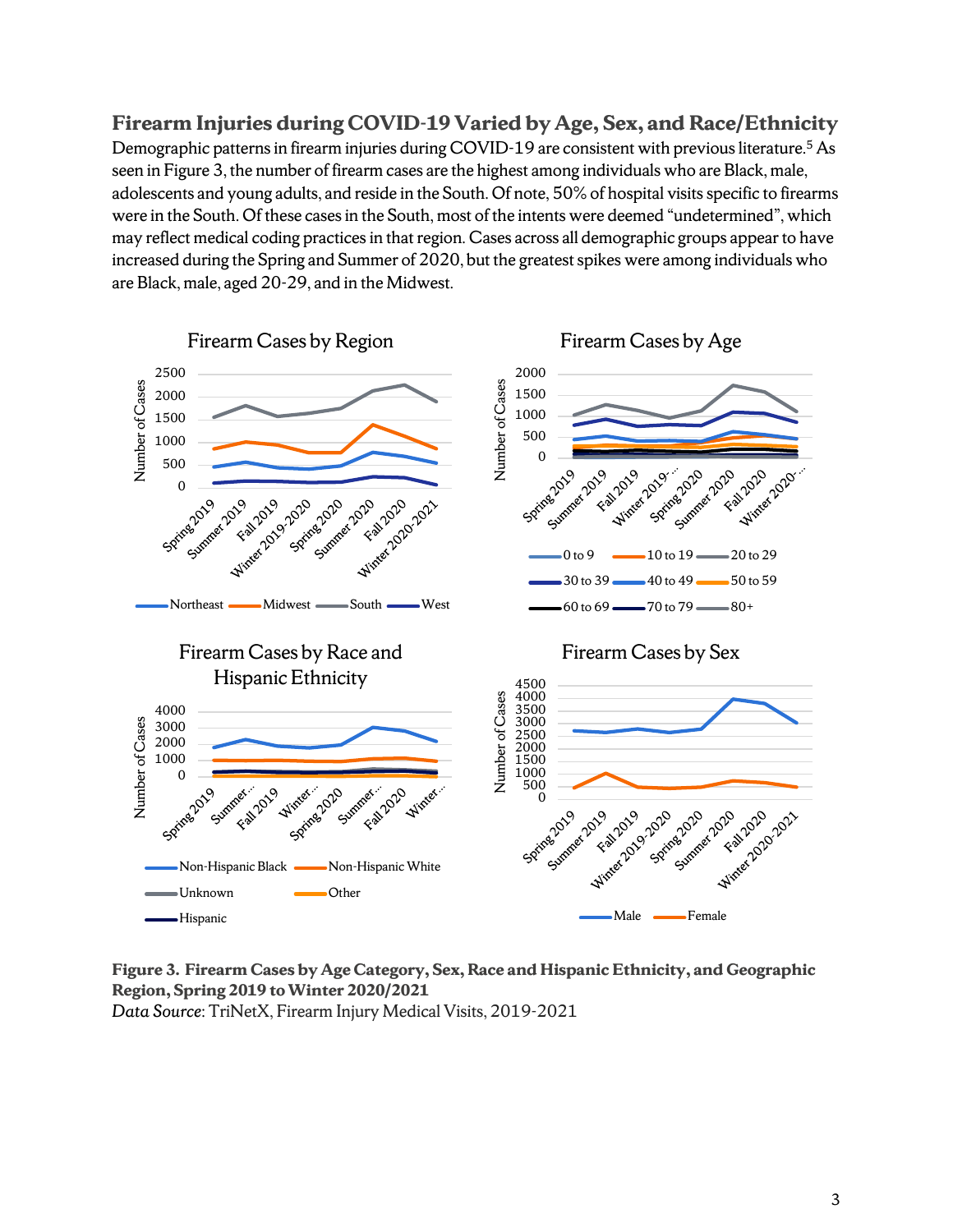### Firearm Injuries during COVID-19 Varied by Age, Sex, and Race/Ethnicity

Demographic patterns in firearm injuries during COVID-19 are consistent with previous literature.[5] As seen in Figure 3, the number of firearm cases are the highest among individuals who are Black, male, adolescents and young adults, and reside in the South. Of note, 50% of hospital visits specific to firearms were in the South. Of these cases in the South, most of the intents were deemed "undetermined", which may reflect medical coding practices in that region. Cases across all demographic groups appear to have increased during the Spring and Summer of 2020, but the greatest spikes were among individuals who are Black, male, aged 20-29, and in the Midwest.

**Figure 3. Firearm Cases by Age Category, Sex, Race and Hispanic Ethnicity, and Geographic Region, Spring 2019 to Winter 2020/2021**

*Data Source*: TriNetX, Firearm Injury Medical Visits, 2019-2021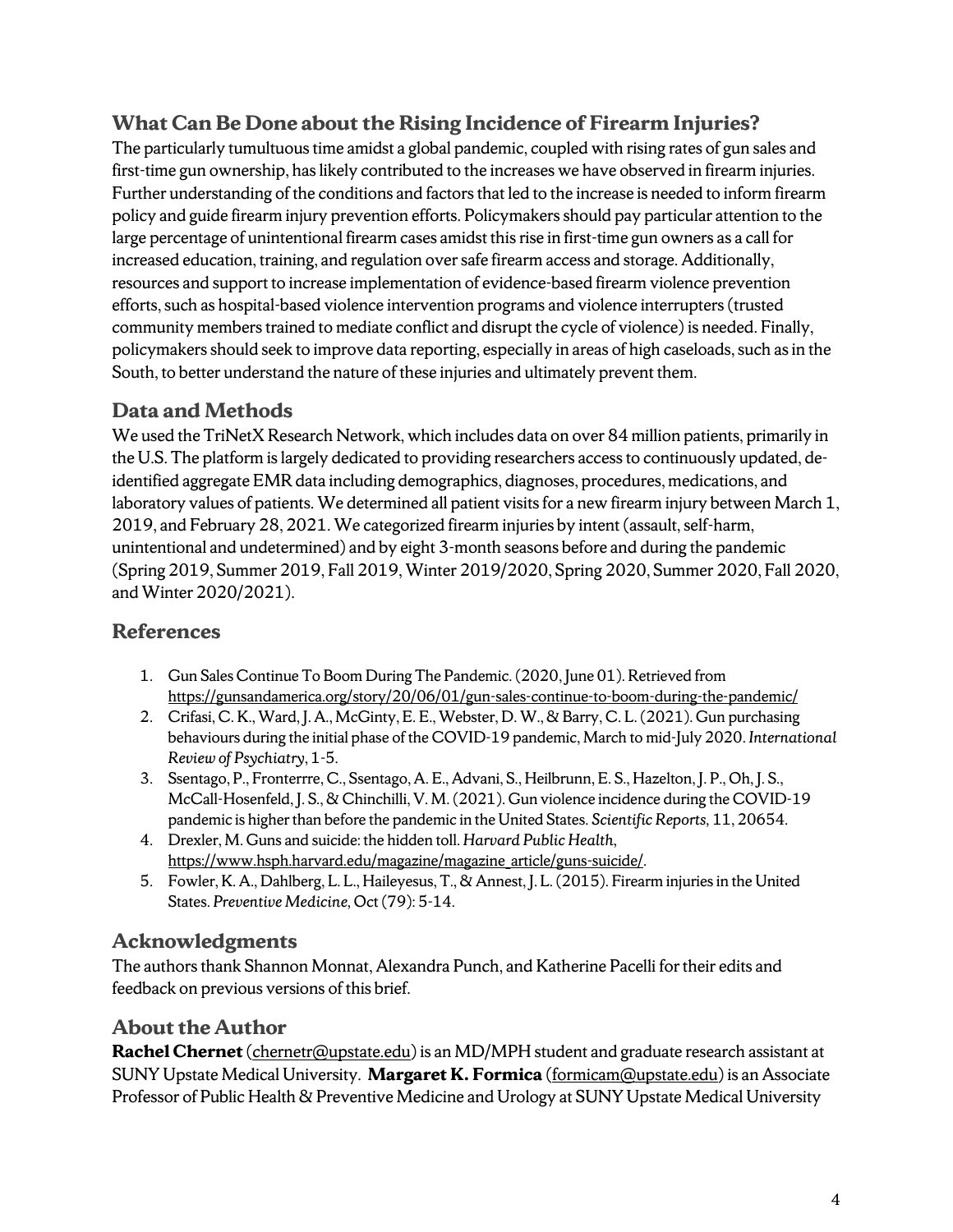## What Can Be Done about the Rising Incidence of Firearm Injuries?

The particularly tumultuous time amidst a global pandemic, coupled with rising rates of gun sales and first-time gun ownership, has likely contributed to the increases we have observed in firearm injuries. Further understanding of the conditions and factors that led to the increase is needed to inform firearm policy and guide firearm injury prevention efforts. Policymakers should pay particular attention to the large percentage of unintentional firearm cases amidst this rise in first-time gun owners as a call for increased education, training, and regulation over safe firearm access and storage. Additionally, resources and support to increase implementation of evidence-based firearm violence prevention efforts, such as hospital-based violence intervention programs and violence interrupters (trusted community members trained to mediate conflict and disrupt the cycle of violence) is needed. Finally, policymakers should seek to improve data reporting, especially in areas of high caseloads, such as in the South, to better understand the nature of these injuries and ultimately prevent them.

## Data and Methods

We used the TriNetX Research Network, which includes data on over 84 million patients, primarily in the U.S. The platform is largely dedicated to providing researchers access to continuously updated, de-identified aggregate EMR data including demographics, diagnoses, procedures, medications, and laboratory values of patients. We determined all patient visits for a new firearm injury between March 1, 2019, and February 28, 2021. We categorized firearm injuries by intent (assault, self-harm, unintentional and undetermined) and by eight 3-month seasons before and during the pandemic (Spring 2019, Summer 2019, Fall 2019, Winter 2019/2020, Spring 2020, Summer 2020, Fall 2020, and Winter 2020/2021).

## References

1. Gun Sales Continue To Boom During The Pandemic. (2020, June 01). Retrieved from https://gunsandamerica.org/story/20/06/01/gun-sales-continue-to-boom-during-the-pandemic/
2. Crifasi, C. K., Ward, J. A., McGinty, E. E., Webster, D. W., & Barry, C. L. (2021). Gun purchasing behaviours during the initial phase of the COVID-19 pandemic, March to mid-July 2020. *International Review of Psychiatry*, 1-5.
3. Ssentago, P., Fronterrre, C., Ssentago, A. E., Advani, S., Heilbrunn, E. S., Hazelton, J. P., Oh, J. S., McCall-Hosenfeld, J. S., & Chinchilli, V. M. (2021). Gun violence incidence during the COVID-19 pandemic is higher than before the pandemic in the United States. *Scientific Reports*, 11, 20654.
4. Drexler, M. Guns and suicide: the hidden toll. *Harvard Public Health*, https://www.hsph.harvard.edu/magazine/magazine_article/guns-suicide/.
5. Fowler, K. A., Dahlberg, L. L., Haileyesus, T., & Annest, J. L. (2015). Firearm injuries in the United States. *Preventive Medicine*, Oct (79): 5-14.

## Acknowledgments

The authors thank Shannon Monnat, Alexandra Punch, and Katherine Pacelli for their edits and feedback on previous versions of this brief.

## About the Author

**Rachel Chernet** (chernetr@upstate.edu) is an MD/MPH student and graduate research assistant at SUNY Upstate Medical University. **Margaret K. Formica** (formicam@upstate.edu) is an Associate Professor of Public Health & Preventive Medicine and Urology at SUNY Upstate Medical University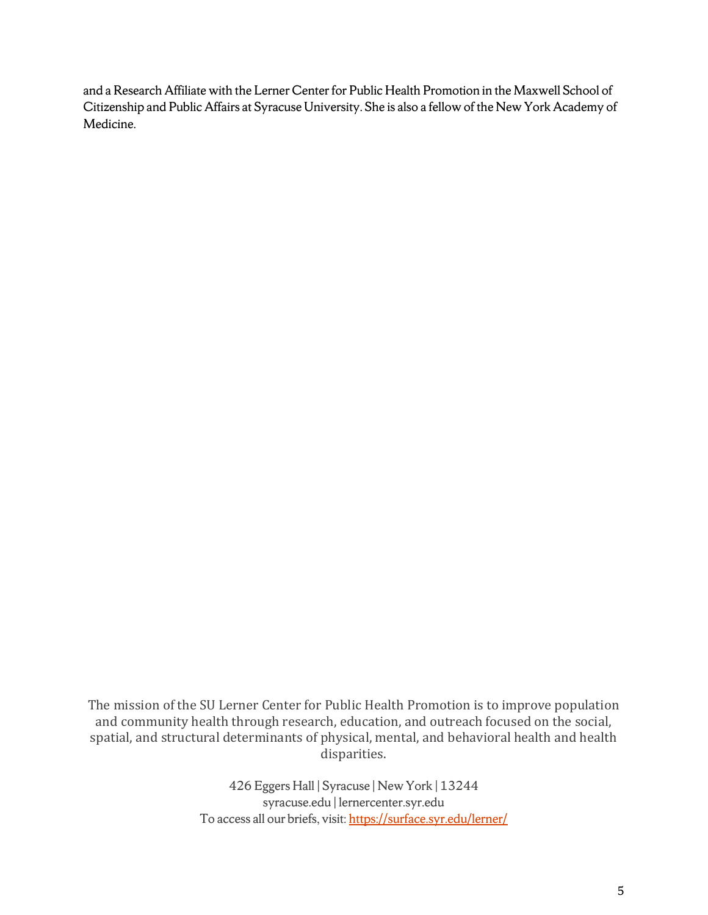and a Research Affiliate with the Lerner Center for Public Health Promotion in the Maxwell School of Citizenship and Public Affairs at Syracuse University. She is also a fellow of the New York Academy of Medicine.

The mission of the SU Lerner Center for Public Health Promotion is to improve population and community health through research, education, and outreach focused on the social, spatial, and structural determinants of physical, mental, and behavioral health and health disparities.

426 Eggers Hall | Syracuse | New York | 13244
syracuse.edu | lernercenter.syr.edu
To access all our briefs, visit: https://surface.syr.edu/lerner/